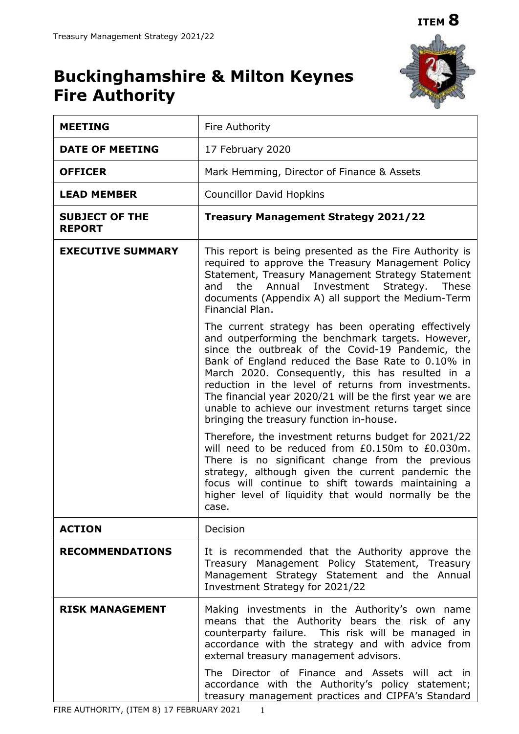**ITEM 8**

# Buckinghamshire & Milton Keynes Fire Authority

| | |
|---|---|
| **MEETING** | Fire Authority |
| **DATE OF MEETING** | 17 February 2020 |
| **OFFICER** | Mark Hemming, Director of Finance & Assets |
| **LEAD MEMBER** | Councillor David Hopkins |
| **SUBJECT OF THE REPORT** | **Treasury Management Strategy 2021/22** |
| **EXECUTIVE SUMMARY** | This report is being presented as the Fire Authority is required to approve the Treasury Management Policy Statement, Treasury Management Strategy Statement and the Annual Investment Strategy. These documents (Appendix A) all support the Medium-Term Financial Plan.<br><br>The current strategy has been operating effectively and outperforming the benchmark targets. However, since the outbreak of the Covid-19 Pandemic, the Bank of England reduced the Base Rate to 0.10% in March 2020. Consequently, this has resulted in a reduction in the level of returns from investments. The financial year 2020/21 will be the first year we are unable to achieve our investment returns target since bringing the treasury function in-house.<br><br>Therefore, the investment returns budget for 2021/22 will need to be reduced from £0.150m to £0.030m. There is no significant change from the previous strategy, although given the current pandemic the focus will continue to shift towards maintaining a higher level of liquidity that would normally be the case. |
| **ACTION** | Decision |
| **RECOMMENDATIONS** | It is recommended that the Authority approve the Treasury Management Policy Statement, Treasury Management Strategy Statement and the Annual Investment Strategy for 2021/22 |
| **RISK MANAGEMENT** | Making investments in the Authority's own name means that the Authority bears the risk of any counterparty failure. This risk will be managed in accordance with the strategy and with advice from external treasury management advisors.<br><br>The Director of Finance and Assets will act in accordance with the Authority's policy statement; treasury management practices and CIPFA's Standard |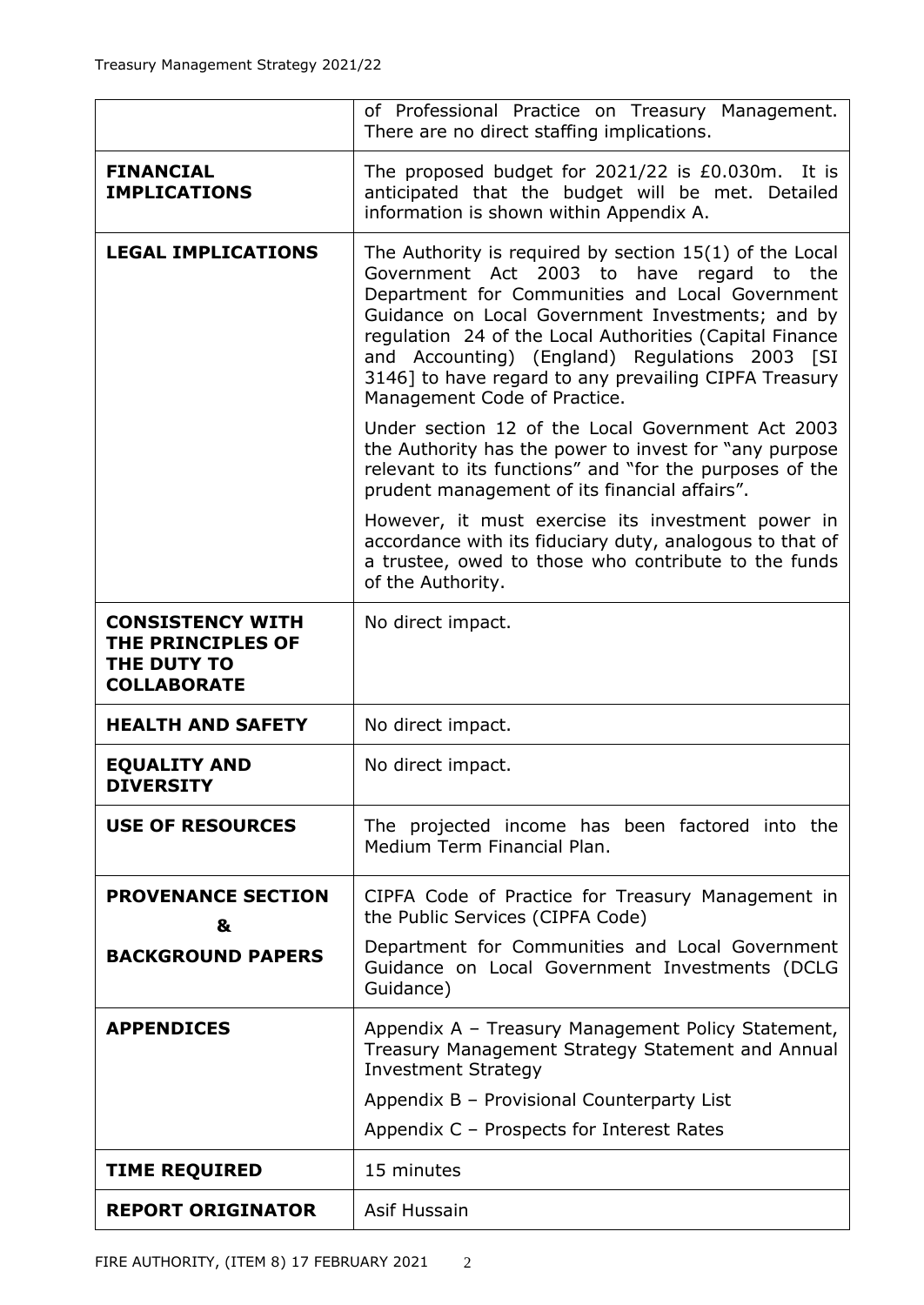| | |
|---|---|
| | of Professional Practice on Treasury Management. There are no direct staffing implications. |
| **FINANCIAL IMPLICATIONS** | The proposed budget for 2021/22 is £0.030m. It is anticipated that the budget will be met. Detailed information is shown within Appendix A. |
| **LEGAL IMPLICATIONS** | The Authority is required by section 15(1) of the Local Government Act 2003 to have regard to the Department for Communities and Local Government Guidance on Local Government Investments; and by regulation 24 of the Local Authorities (Capital Finance and Accounting) (England) Regulations 2003 [SI 3146] to have regard to any prevailing CIPFA Treasury Management Code of Practice.<br><br>Under section 12 of the Local Government Act 2003 the Authority has the power to invest for "any purpose relevant to its functions" and "for the purposes of the prudent management of its financial affairs".<br><br>However, it must exercise its investment power in accordance with its fiduciary duty, analogous to that of a trustee, owed to those who contribute to the funds of the Authority. |
| **CONSISTENCY WITH THE PRINCIPLES OF THE DUTY TO COLLABORATE** | No direct impact. |
| **HEALTH AND SAFETY** | No direct impact. |
| **EQUALITY AND DIVERSITY** | No direct impact. |
| **USE OF RESOURCES** | The projected income has been factored into the Medium Term Financial Plan. |
| **PROVENANCE SECTION & BACKGROUND PAPERS** | CIPFA Code of Practice for Treasury Management in the Public Services (CIPFA Code)<br><br>Department for Communities and Local Government Guidance on Local Government Investments (DCLG Guidance) |
| **APPENDICES** | Appendix A – Treasury Management Policy Statement, Treasury Management Strategy Statement and Annual Investment Strategy<br><br>Appendix B – Provisional Counterparty List<br><br>Appendix C – Prospects for Interest Rates |
| **TIME REQUIRED** | 15 minutes |
| **REPORT ORIGINATOR** | Asif Hussain |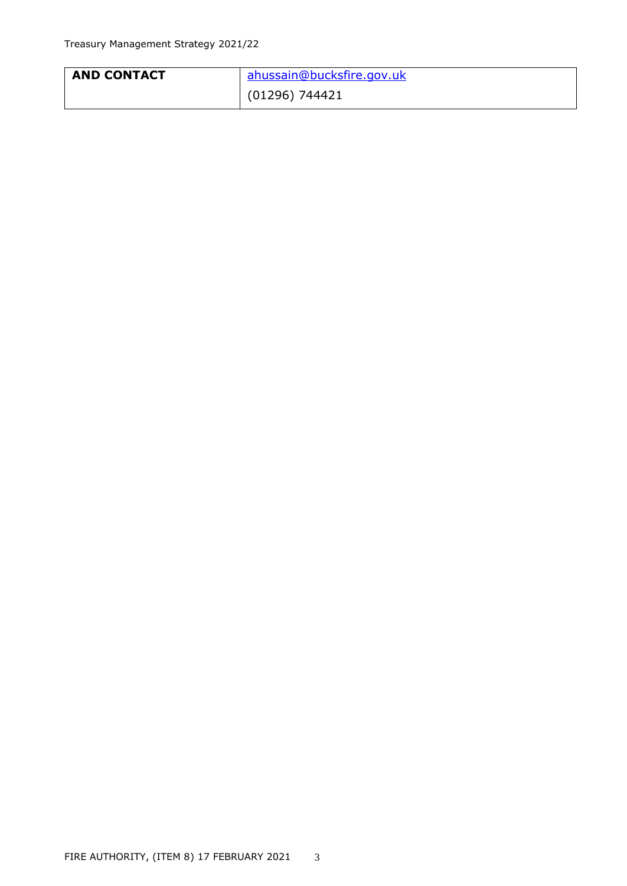| **AND CONTACT** | ahussain@bucksfire.gov.uk |
| --- | --- |
| | (01296) 744421 |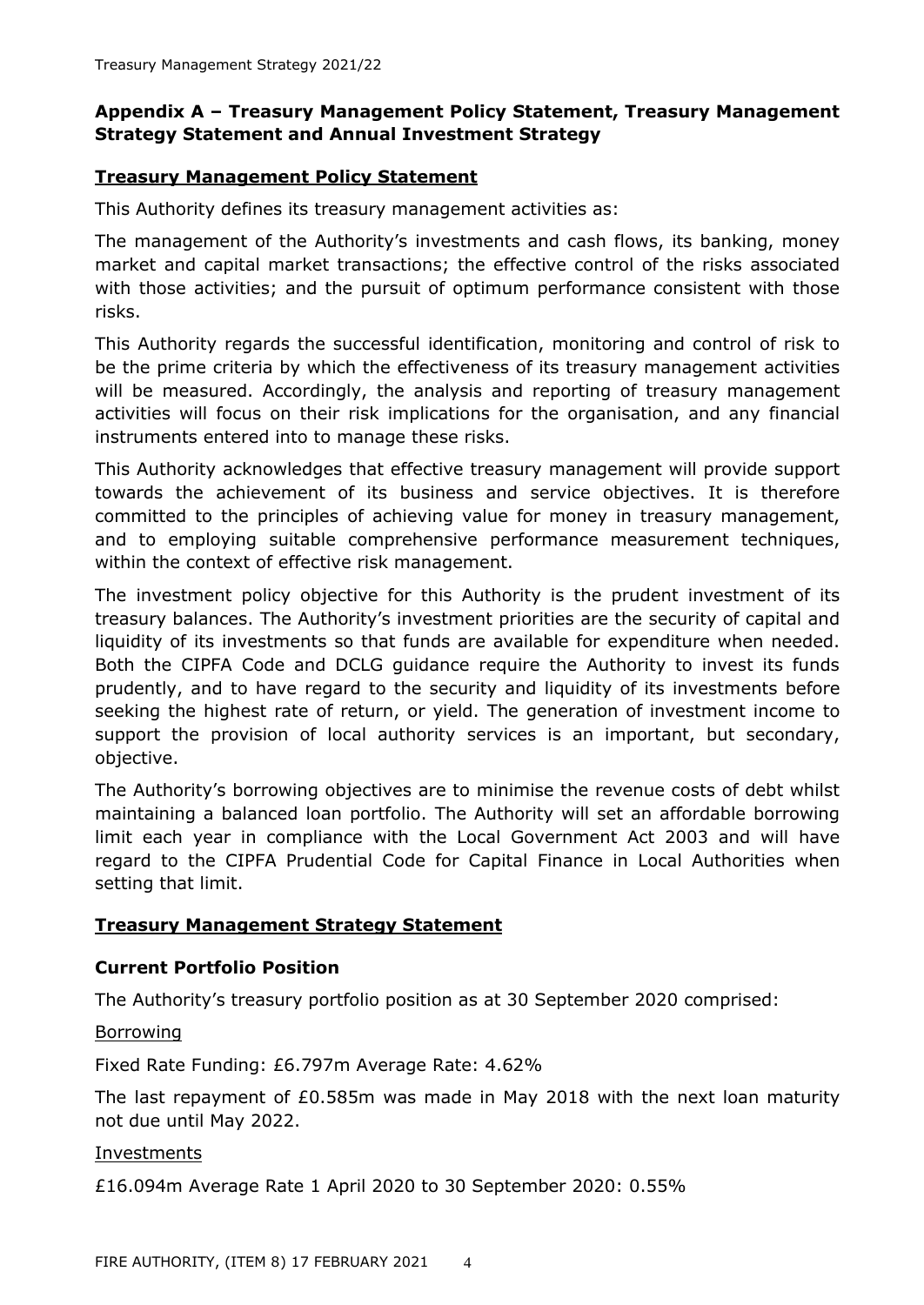## Appendix A – Treasury Management Policy Statement, Treasury Management Strategy Statement and Annual Investment Strategy

### Treasury Management Policy Statement

This Authority defines its treasury management activities as:

The management of the Authority's investments and cash flows, its banking, money market and capital market transactions; the effective control of the risks associated with those activities; and the pursuit of optimum performance consistent with those risks.

This Authority regards the successful identification, monitoring and control of risk to be the prime criteria by which the effectiveness of its treasury management activities will be measured. Accordingly, the analysis and reporting of treasury management activities will focus on their risk implications for the organisation, and any financial instruments entered into to manage these risks.

This Authority acknowledges that effective treasury management will provide support towards the achievement of its business and service objectives. It is therefore committed to the principles of achieving value for money in treasury management, and to employing suitable comprehensive performance measurement techniques, within the context of effective risk management.

The investment policy objective for this Authority is the prudent investment of its treasury balances. The Authority's investment priorities are the security of capital and liquidity of its investments so that funds are available for expenditure when needed. Both the CIPFA Code and DCLG guidance require the Authority to invest its funds prudently, and to have regard to the security and liquidity of its investments before seeking the highest rate of return, or yield. The generation of investment income to support the provision of local authority services is an important, but secondary, objective.

The Authority's borrowing objectives are to minimise the revenue costs of debt whilst maintaining a balanced loan portfolio. The Authority will set an affordable borrowing limit each year in compliance with the Local Government Act 2003 and will have regard to the CIPFA Prudential Code for Capital Finance in Local Authorities when setting that limit.

### Treasury Management Strategy Statement

#### Current Portfolio Position

The Authority's treasury portfolio position as at 30 September 2020 comprised:

Borrowing

Fixed Rate Funding: £6.797m Average Rate: 4.62%

The last repayment of £0.585m was made in May 2018 with the next loan maturity not due until May 2022.

Investments

£16.094m Average Rate 1 April 2020 to 30 September 2020: 0.55%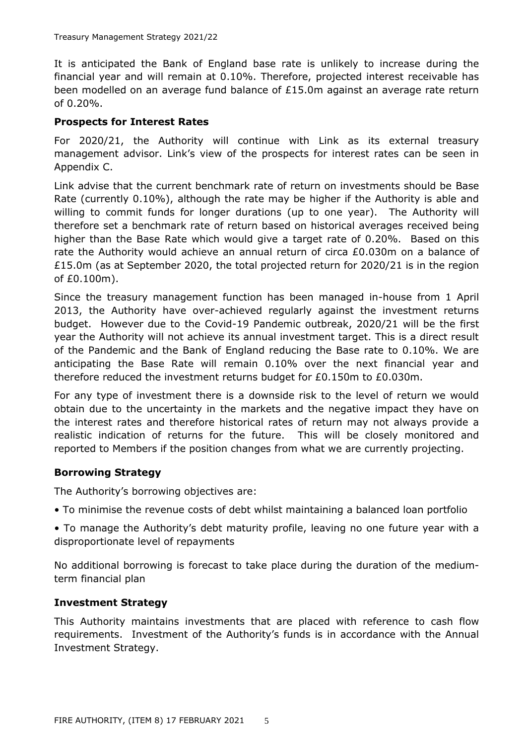It is anticipated the Bank of England base rate is unlikely to increase during the financial year and will remain at 0.10%. Therefore, projected interest receivable has been modelled on an average fund balance of £15.0m against an average rate return of 0.20%.

**Prospects for Interest Rates**

For 2020/21, the Authority will continue with Link as its external treasury management advisor. Link's view of the prospects for interest rates can be seen in Appendix C.

Link advise that the current benchmark rate of return on investments should be Base Rate (currently 0.10%), although the rate may be higher if the Authority is able and willing to commit funds for longer durations (up to one year). The Authority will therefore set a benchmark rate of return based on historical averages received being higher than the Base Rate which would give a target rate of 0.20%. Based on this rate the Authority would achieve an annual return of circa £0.030m on a balance of £15.0m (as at September 2020, the total projected return for 2020/21 is in the region of £0.100m).

Since the treasury management function has been managed in-house from 1 April 2013, the Authority have over-achieved regularly against the investment returns budget. However due to the Covid-19 Pandemic outbreak, 2020/21 will be the first year the Authority will not achieve its annual investment target. This is a direct result of the Pandemic and the Bank of England reducing the Base rate to 0.10%. We are anticipating the Base Rate will remain 0.10% over the next financial year and therefore reduced the investment returns budget for £0.150m to £0.030m.

For any type of investment there is a downside risk to the level of return we would obtain due to the uncertainty in the markets and the negative impact they have on the interest rates and therefore historical rates of return may not always provide a realistic indication of returns for the future. This will be closely monitored and reported to Members if the position changes from what we are currently projecting.

**Borrowing Strategy**

The Authority's borrowing objectives are:

- To minimise the revenue costs of debt whilst maintaining a balanced loan portfolio
- To manage the Authority's debt maturity profile, leaving no one future year with a disproportionate level of repayments

No additional borrowing is forecast to take place during the duration of the medium-term financial plan

**Investment Strategy**

This Authority maintains investments that are placed with reference to cash flow requirements. Investment of the Authority's funds is in accordance with the Annual Investment Strategy.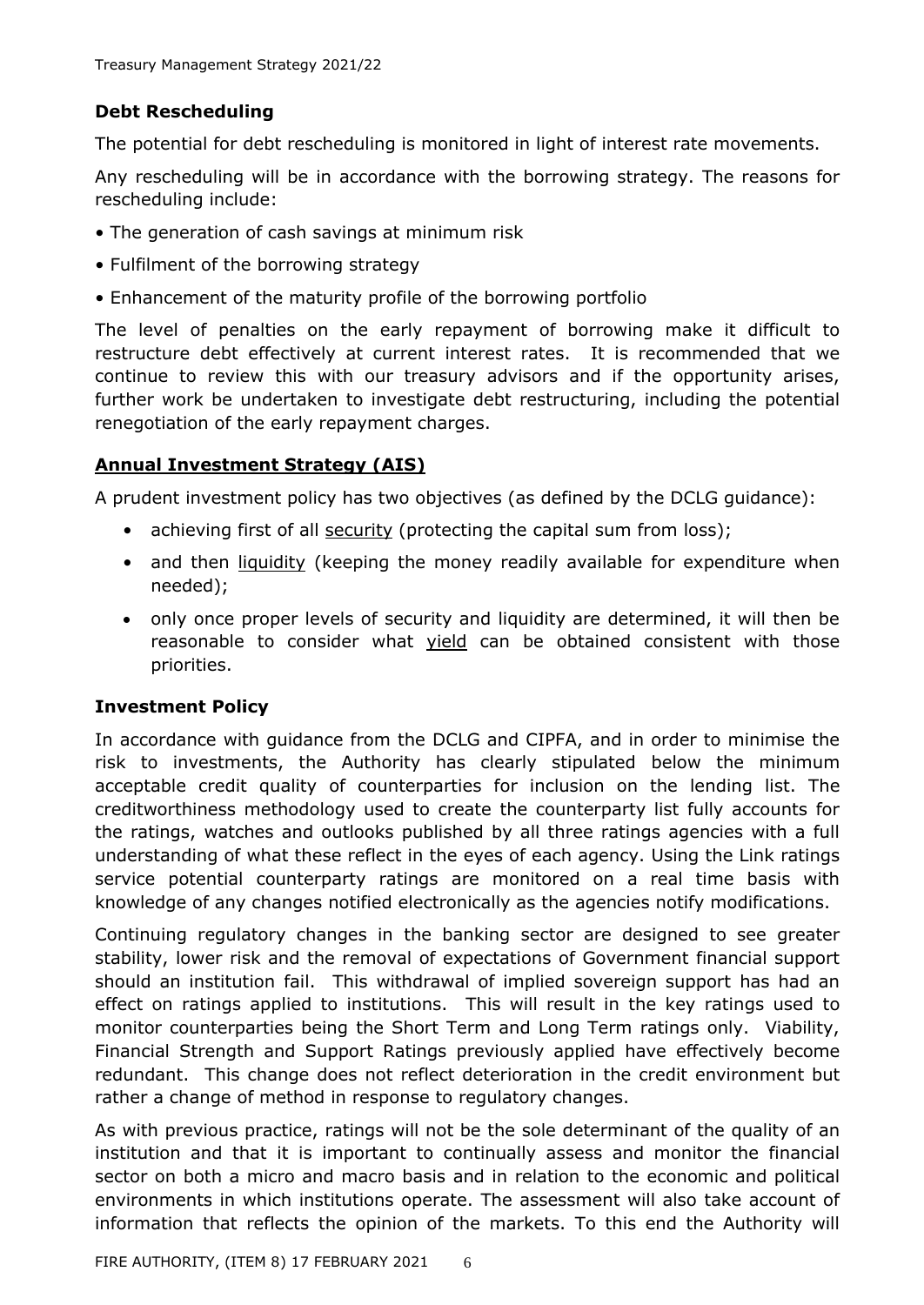### Debt Rescheduling

The potential for debt rescheduling is monitored in light of interest rate movements.

Any rescheduling will be in accordance with the borrowing strategy. The reasons for rescheduling include:

- The generation of cash savings at minimum risk
- Fulfilment of the borrowing strategy
- Enhancement of the maturity profile of the borrowing portfolio

The level of penalties on the early repayment of borrowing make it difficult to restructure debt effectively at current interest rates. It is recommended that we continue to review this with our treasury advisors and if the opportunity arises, further work be undertaken to investigate debt restructuring, including the potential renegotiation of the early repayment charges.

### Annual Investment Strategy (AIS)

A prudent investment policy has two objectives (as defined by the DCLG guidance):

- achieving first of all security (protecting the capital sum from loss);
- and then liquidity (keeping the money readily available for expenditure when needed);
- only once proper levels of security and liquidity are determined, it will then be reasonable to consider what yield can be obtained consistent with those priorities.

### Investment Policy

In accordance with guidance from the DCLG and CIPFA, and in order to minimise the risk to investments, the Authority has clearly stipulated below the minimum acceptable credit quality of counterparties for inclusion on the lending list. The creditworthiness methodology used to create the counterparty list fully accounts for the ratings, watches and outlooks published by all three ratings agencies with a full understanding of what these reflect in the eyes of each agency. Using the Link ratings service potential counterparty ratings are monitored on a real time basis with knowledge of any changes notified electronically as the agencies notify modifications.

Continuing regulatory changes in the banking sector are designed to see greater stability, lower risk and the removal of expectations of Government financial support should an institution fail. This withdrawal of implied sovereign support has had an effect on ratings applied to institutions. This will result in the key ratings used to monitor counterparties being the Short Term and Long Term ratings only. Viability, Financial Strength and Support Ratings previously applied have effectively become redundant. This change does not reflect deterioration in the credit environment but rather a change of method in response to regulatory changes.

As with previous practice, ratings will not be the sole determinant of the quality of an institution and that it is important to continually assess and monitor the financial sector on both a micro and macro basis and in relation to the economic and political environments in which institutions operate. The assessment will also take account of information that reflects the opinion of the markets. To this end the Authority will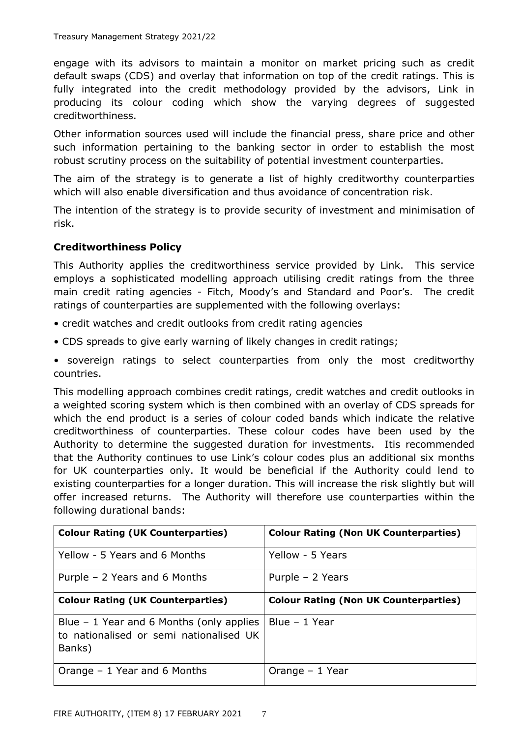engage with its advisors to maintain a monitor on market pricing such as credit default swaps (CDS) and overlay that information on top of the credit ratings. This is fully integrated into the credit methodology provided by the advisors, Link in producing its colour coding which show the varying degrees of suggested creditworthiness.

Other information sources used will include the financial press, share price and other such information pertaining to the banking sector in order to establish the most robust scrutiny process on the suitability of potential investment counterparties.

The aim of the strategy is to generate a list of highly creditworthy counterparties which will also enable diversification and thus avoidance of concentration risk.

The intention of the strategy is to provide security of investment and minimisation of risk.

### Creditworthiness Policy

This Authority applies the creditworthiness service provided by Link. This service employs a sophisticated modelling approach utilising credit ratings from the three main credit rating agencies - Fitch, Moody's and Standard and Poor's. The credit ratings of counterparties are supplemented with the following overlays:

- credit watches and credit outlooks from credit rating agencies
- CDS spreads to give early warning of likely changes in credit ratings;
- sovereign ratings to select counterparties from only the most creditworthy countries.

This modelling approach combines credit ratings, credit watches and credit outlooks in a weighted scoring system which is then combined with an overlay of CDS spreads for which the end product is a series of colour coded bands which indicate the relative creditworthiness of counterparties. These colour codes have been used by the Authority to determine the suggested duration for investments. Itis recommended that the Authority continues to use Link's colour codes plus an additional six months for UK counterparties only. It would be beneficial if the Authority could lend to existing counterparties for a longer duration. This will increase the risk slightly but will offer increased returns. The Authority will therefore use counterparties within the following durational bands:

| Colour Rating (UK Counterparties) | Colour Rating (Non UK Counterparties) |
|---|---|
| Yellow - 5 Years and 6 Months | Yellow - 5 Years |
| Purple – 2 Years and 6 Months | Purple – 2 Years |
| **Colour Rating (UK Counterparties)** | **Colour Rating (Non UK Counterparties)** |
| Blue – 1 Year and 6 Months (only applies to nationalised or semi nationalised UK Banks) | Blue – 1 Year |
| Orange – 1 Year and 6 Months | Orange – 1 Year |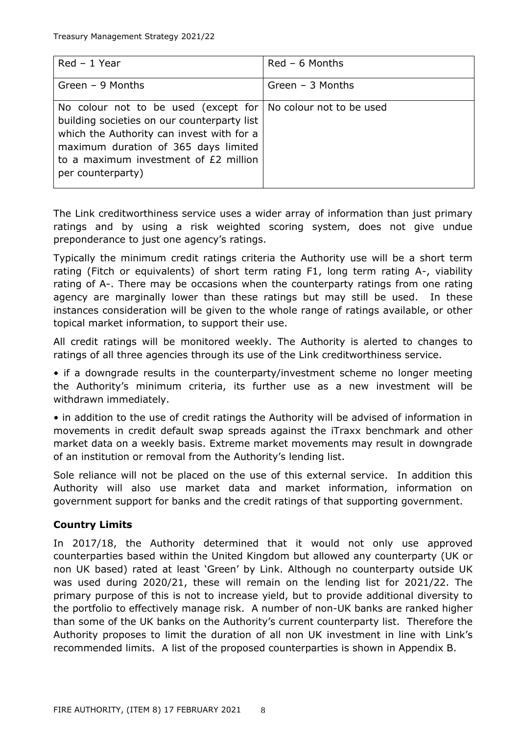| Red – 1 Year | Red – 6 Months |
|---|---|
| Green – 9 Months | Green – 3 Months |
| No colour not to be used (except for building societies on our counterparty list which the Authority can invest with for a maximum duration of 365 days limited to a maximum investment of £2 million per counterparty) | No colour not to be used |

The Link creditworthiness service uses a wider array of information than just primary ratings and by using a risk weighted scoring system, does not give undue preponderance to just one agency's ratings.

Typically the minimum credit ratings criteria the Authority use will be a short term rating (Fitch or equivalents) of short term rating F1, long term rating A-, viability rating of A-. There may be occasions when the counterparty ratings from one rating agency are marginally lower than these ratings but may still be used. In these instances consideration will be given to the whole range of ratings available, or other topical market information, to support their use.

All credit ratings will be monitored weekly. The Authority is alerted to changes to ratings of all three agencies through its use of the Link creditworthiness service.

- if a downgrade results in the counterparty/investment scheme no longer meeting the Authority's minimum criteria, its further use as a new investment will be withdrawn immediately.
- in addition to the use of credit ratings the Authority will be advised of information in movements in credit default swap spreads against the iTraxx benchmark and other market data on a weekly basis. Extreme market movements may result in downgrade of an institution or removal from the Authority's lending list.

Sole reliance will not be placed on the use of this external service. In addition this Authority will also use market data and market information, information on government support for banks and the credit ratings of that supporting government.

**Country Limits**

In 2017/18, the Authority determined that it would not only use approved counterparties based within the United Kingdom but allowed any counterparty (UK or non UK based) rated at least 'Green' by Link. Although no counterparty outside UK was used during 2020/21, these will remain on the lending list for 2021/22. The primary purpose of this is not to increase yield, but to provide additional diversity to the portfolio to effectively manage risk. A number of non-UK banks are ranked higher than some of the UK banks on the Authority's current counterparty list. Therefore the Authority proposes to limit the duration of all non UK investment in line with Link's recommended limits. A list of the proposed counterparties is shown in Appendix B.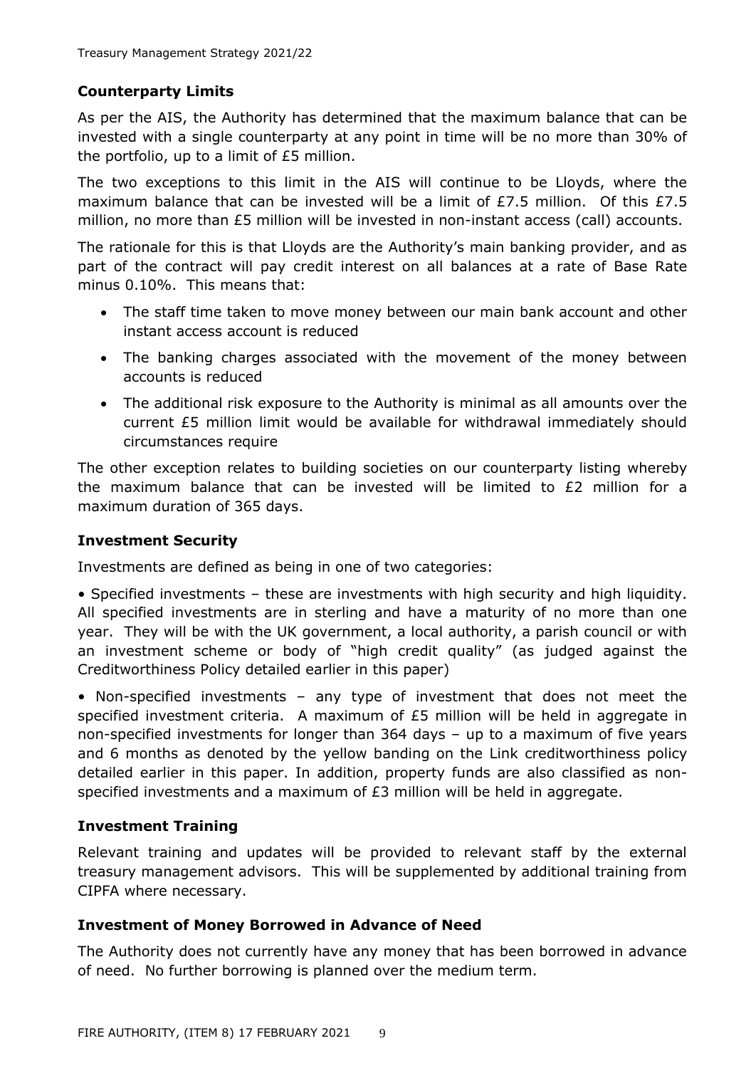## Counterparty Limits

As per the AIS, the Authority has determined that the maximum balance that can be invested with a single counterparty at any point in time will be no more than 30% of the portfolio, up to a limit of £5 million.

The two exceptions to this limit in the AIS will continue to be Lloyds, where the maximum balance that can be invested will be a limit of £7.5 million. Of this £7.5 million, no more than £5 million will be invested in non-instant access (call) accounts.

The rationale for this is that Lloyds are the Authority's main banking provider, and as part of the contract will pay credit interest on all balances at a rate of Base Rate minus 0.10%. This means that:

- The staff time taken to move money between our main bank account and other instant access account is reduced
- The banking charges associated with the movement of the money between accounts is reduced
- The additional risk exposure to the Authority is minimal as all amounts over the current £5 million limit would be available for withdrawal immediately should circumstances require

The other exception relates to building societies on our counterparty listing whereby the maximum balance that can be invested will be limited to £2 million for a maximum duration of 365 days.

## Investment Security

Investments are defined as being in one of two categories:

• Specified investments – these are investments with high security and high liquidity. All specified investments are in sterling and have a maturity of no more than one year. They will be with the UK government, a local authority, a parish council or with an investment scheme or body of "high credit quality" (as judged against the Creditworthiness Policy detailed earlier in this paper)

• Non-specified investments – any type of investment that does not meet the specified investment criteria. A maximum of £5 million will be held in aggregate in non-specified investments for longer than 364 days – up to a maximum of five years and 6 months as denoted by the yellow banding on the Link creditworthiness policy detailed earlier in this paper. In addition, property funds are also classified as non-specified investments and a maximum of £3 million will be held in aggregate.

## Investment Training

Relevant training and updates will be provided to relevant staff by the external treasury management advisors. This will be supplemented by additional training from CIPFA where necessary.

## Investment of Money Borrowed in Advance of Need

The Authority does not currently have any money that has been borrowed in advance of need. No further borrowing is planned over the medium term.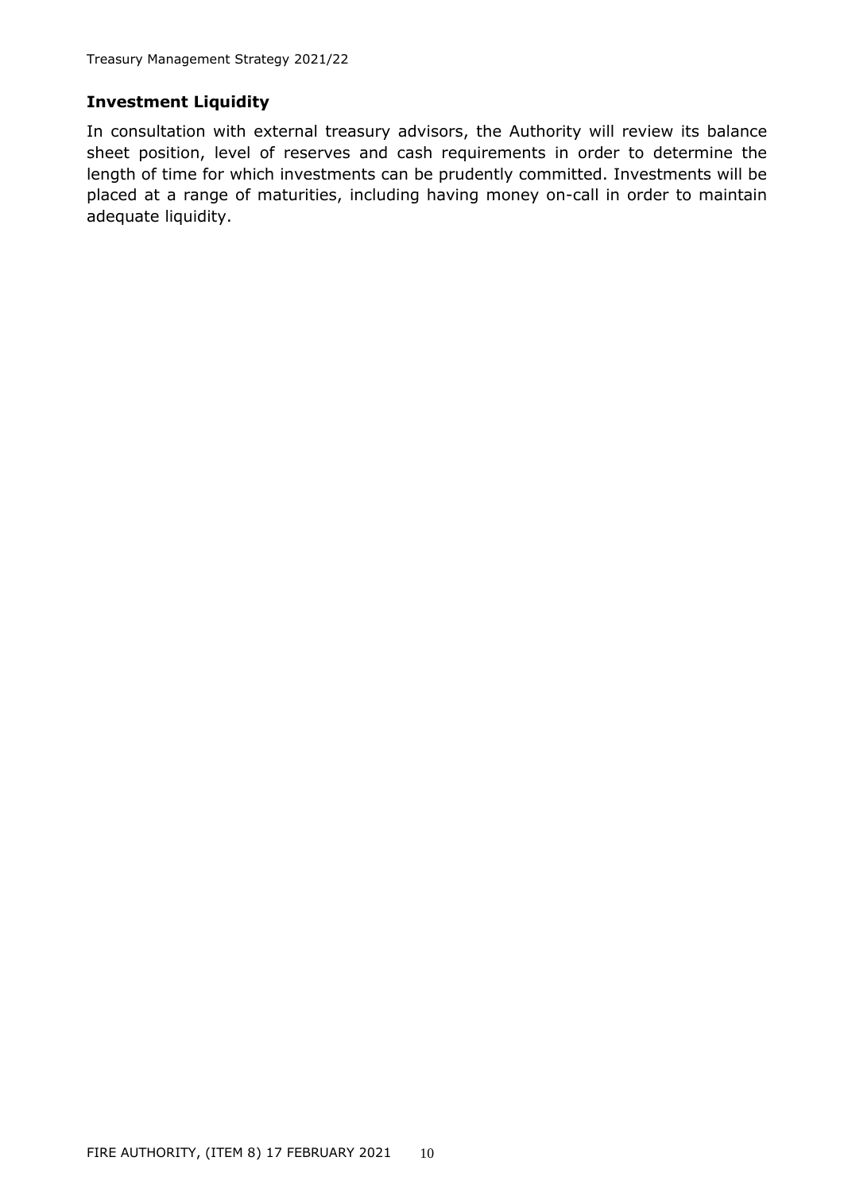## Investment Liquidity

In consultation with external treasury advisors, the Authority will review its balance sheet position, level of reserves and cash requirements in order to determine the length of time for which investments can be prudently committed. Investments will be placed at a range of maturities, including having money on-call in order to maintain adequate liquidity.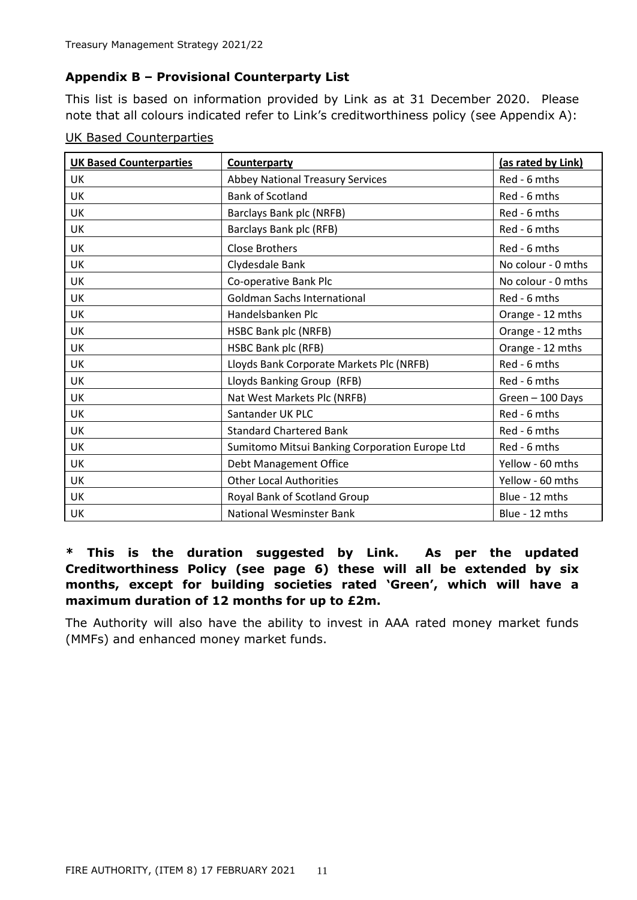## Appendix B – Provisional Counterparty List

This list is based on information provided by Link as at 31 December 2020. Please note that all colours indicated refer to Link's creditworthiness policy (see Appendix A):

UK Based Counterparties

| UK Based Counterparties | Counterparty | (as rated by Link) |
|---|---|---|
| UK | Abbey National Treasury Services | Red - 6 mths |
| UK | Bank of Scotland | Red - 6 mths |
| UK | Barclays Bank plc (NRFB) | Red - 6 mths |
| UK | Barclays Bank plc (RFB) | Red - 6 mths |
| UK | Close Brothers | Red - 6 mths |
| UK | Clydesdale Bank | No colour - 0 mths |
| UK | Co-operative Bank Plc | No colour - 0 mths |
| UK | Goldman Sachs International | Red - 6 mths |
| UK | Handelsbanken Plc | Orange - 12 mths |
| UK | HSBC Bank plc (NRFB) | Orange - 12 mths |
| UK | HSBC Bank plc (RFB) | Orange - 12 mths |
| UK | Lloyds Bank Corporate Markets Plc (NRFB) | Red - 6 mths |
| UK | Lloyds Banking Group (RFB) | Red - 6 mths |
| UK | Nat West Markets Plc (NRFB) | Green – 100 Days |
| UK | Santander UK PLC | Red - 6 mths |
| UK | Standard Chartered Bank | Red - 6 mths |
| UK | Sumitomo Mitsui Banking Corporation Europe Ltd | Red - 6 mths |
| UK | Debt Management Office | Yellow - 60 mths |
| UK | Other Local Authorities | Yellow - 60 mths |
| UK | Royal Bank of Scotland Group | Blue - 12 mths |
| UK | National Wesminster Bank | Blue - 12 mths |

**\* This is the duration suggested by Link. As per the updated Creditworthiness Policy (see page 6) these will all be extended by six months, except for building societies rated 'Green', which will have a maximum duration of 12 months for up to £2m.**

The Authority will also have the ability to invest in AAA rated money market funds (MMFs) and enhanced money market funds.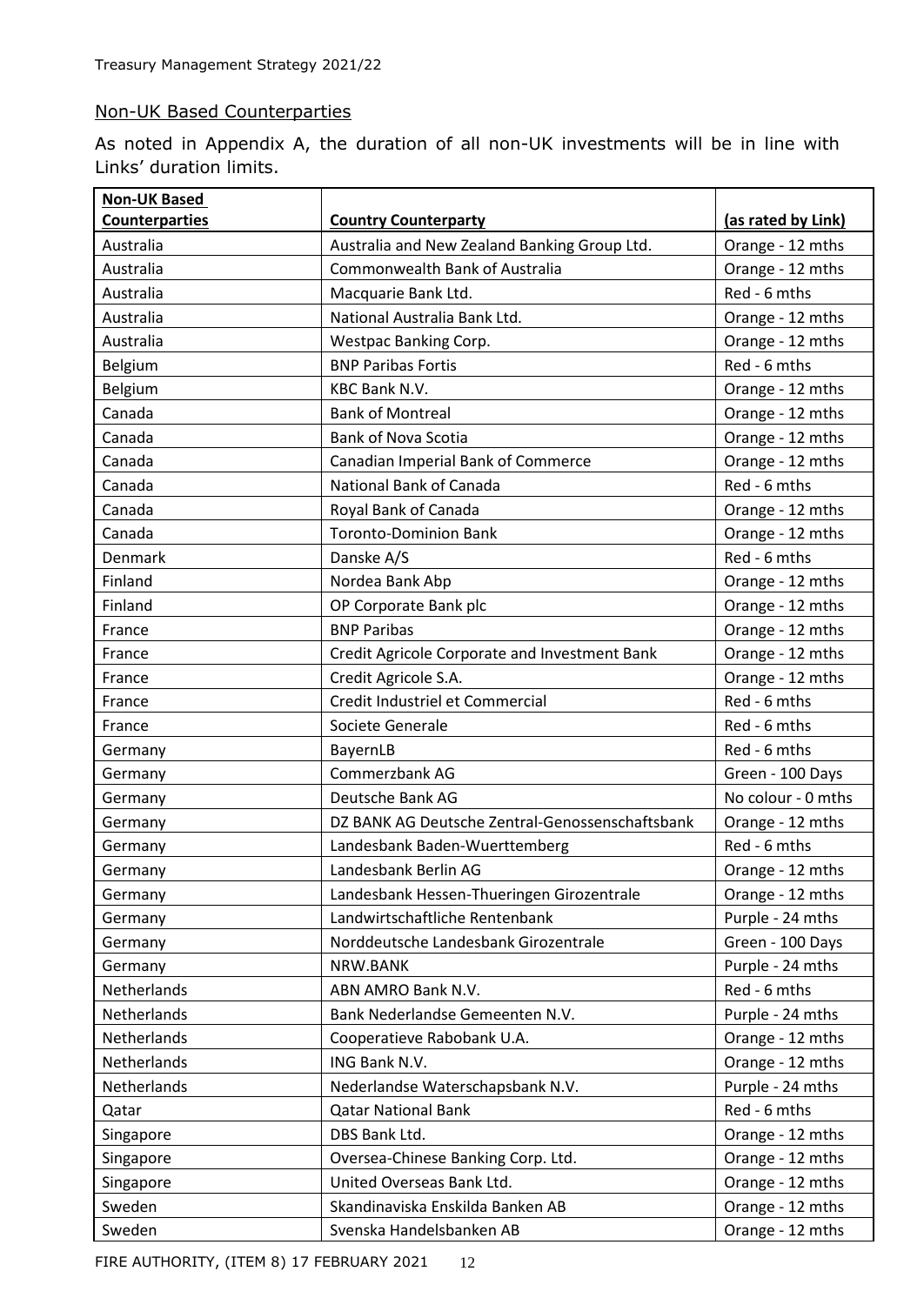## Non-UK Based Counterparties

As noted in Appendix A, the duration of all non-UK investments will be in line with Links' duration limits.

| Non-UK Based Counterparties | Country Counterparty | (as rated by Link) |
|---|---|---|
| Australia | Australia and New Zealand Banking Group Ltd. | Orange - 12 mths |
| Australia | Commonwealth Bank of Australia | Orange - 12 mths |
| Australia | Macquarie Bank Ltd. | Red - 6 mths |
| Australia | National Australia Bank Ltd. | Orange - 12 mths |
| Australia | Westpac Banking Corp. | Orange - 12 mths |
| Belgium | BNP Paribas Fortis | Red - 6 mths |
| Belgium | KBC Bank N.V. | Orange - 12 mths |
| Canada | Bank of Montreal | Orange - 12 mths |
| Canada | Bank of Nova Scotia | Orange - 12 mths |
| Canada | Canadian Imperial Bank of Commerce | Orange - 12 mths |
| Canada | National Bank of Canada | Red - 6 mths |
| Canada | Royal Bank of Canada | Orange - 12 mths |
| Canada | Toronto-Dominion Bank | Orange - 12 mths |
| Denmark | Danske A/S | Red - 6 mths |
| Finland | Nordea Bank Abp | Orange - 12 mths |
| Finland | OP Corporate Bank plc | Orange - 12 mths |
| France | BNP Paribas | Orange - 12 mths |
| France | Credit Agricole Corporate and Investment Bank | Orange - 12 mths |
| France | Credit Agricole S.A. | Orange - 12 mths |
| France | Credit Industriel et Commercial | Red - 6 mths |
| France | Societe Generale | Red - 6 mths |
| Germany | BayernLB | Red - 6 mths |
| Germany | Commerzbank AG | Green - 100 Days |
| Germany | Deutsche Bank AG | No colour - 0 mths |
| Germany | DZ BANK AG Deutsche Zentral-Genossenschaftsbank | Orange - 12 mths |
| Germany | Landesbank Baden-Wuerttemberg | Red - 6 mths |
| Germany | Landesbank Berlin AG | Orange - 12 mths |
| Germany | Landesbank Hessen-Thueringen Girozentrale | Orange - 12 mths |
| Germany | Landwirtschaftliche Rentenbank | Purple - 24 mths |
| Germany | Norddeutsche Landesbank Girozentrale | Green - 100 Days |
| Germany | NRW.BANK | Purple - 24 mths |
| Netherlands | ABN AMRO Bank N.V. | Red - 6 mths |
| Netherlands | Bank Nederlandse Gemeenten N.V. | Purple - 24 mths |
| Netherlands | Cooperatieve Rabobank U.A. | Orange - 12 mths |
| Netherlands | ING Bank N.V. | Orange - 12 mths |
| Netherlands | Nederlandse Waterschapsbank N.V. | Purple - 24 mths |
| Qatar | Qatar National Bank | Red - 6 mths |
| Singapore | DBS Bank Ltd. | Orange - 12 mths |
| Singapore | Oversea-Chinese Banking Corp. Ltd. | Orange - 12 mths |
| Singapore | United Overseas Bank Ltd. | Orange - 12 mths |
| Sweden | Skandinaviska Enskilda Banken AB | Orange - 12 mths |
| Sweden | Svenska Handelsbanken AB | Orange - 12 mths |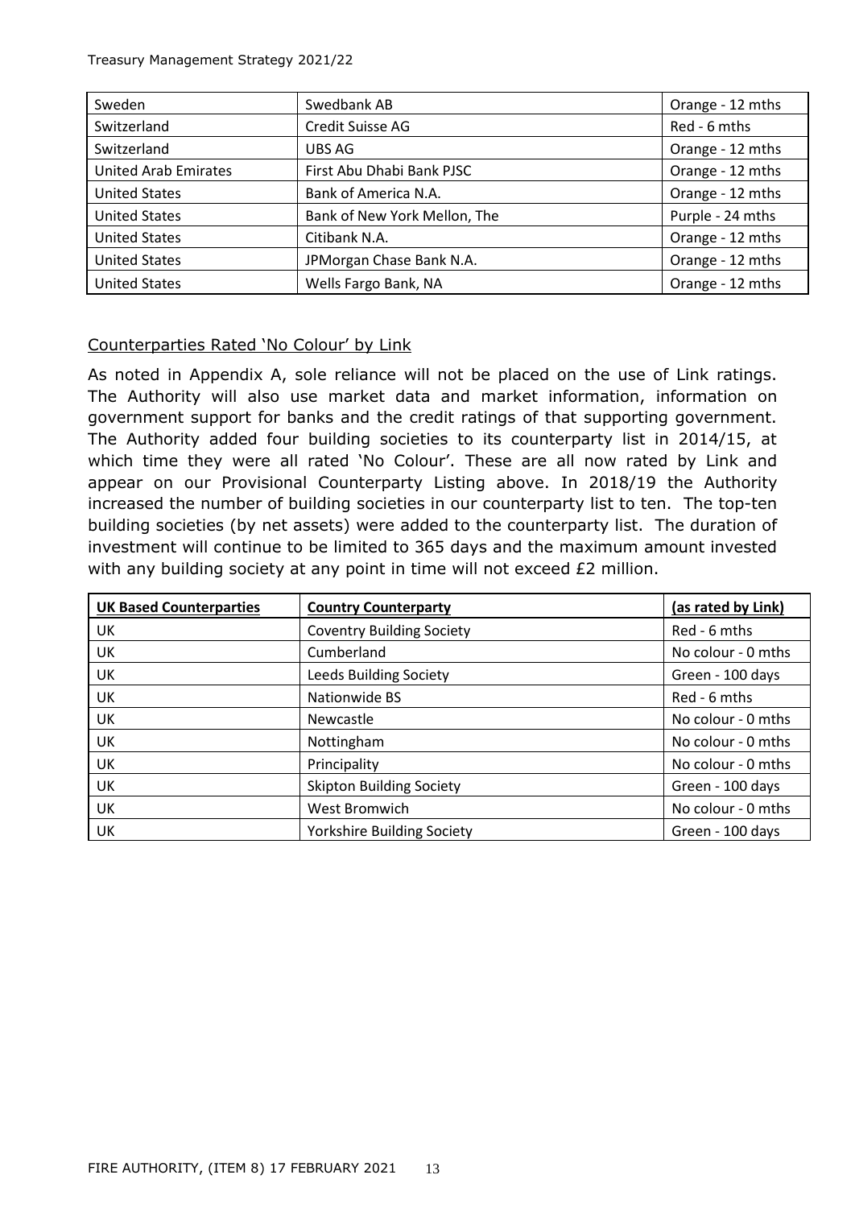| Sweden | Swedbank AB | Orange - 12 mths |
|---|---|---|
| Switzerland | Credit Suisse AG | Red - 6 mths |
| Switzerland | UBS AG | Orange - 12 mths |
| United Arab Emirates | First Abu Dhabi Bank PJSC | Orange - 12 mths |
| United States | Bank of America N.A. | Orange - 12 mths |
| United States | Bank of New York Mellon, The | Purple - 24 mths |
| United States | Citibank N.A. | Orange - 12 mths |
| United States | JPMorgan Chase Bank N.A. | Orange - 12 mths |
| United States | Wells Fargo Bank, NA | Orange - 12 mths |

### Counterparties Rated 'No Colour' by Link

As noted in Appendix A, sole reliance will not be placed on the use of Link ratings. The Authority will also use market data and market information, information on government support for banks and the credit ratings of that supporting government. The Authority added four building societies to its counterparty list in 2014/15, at which time they were all rated 'No Colour'. These are all now rated by Link and appear on our Provisional Counterparty Listing above. In 2018/19 the Authority increased the number of building societies in our counterparty list to ten. The top-ten building societies (by net assets) were added to the counterparty list. The duration of investment will continue to be limited to 365 days and the maximum amount invested with any building society at any point in time will not exceed £2 million.

| **UK Based Counterparties** | **Country Counterparty** | **(as rated by Link)** |
|---|---|---|
| UK | Coventry Building Society | Red - 6 mths |
| UK | Cumberland | No colour - 0 mths |
| UK | Leeds Building Society | Green - 100 days |
| UK | Nationwide BS | Red - 6 mths |
| UK | Newcastle | No colour - 0 mths |
| UK | Nottingham | No colour - 0 mths |
| UK | Principality | No colour - 0 mths |
| UK | Skipton Building Society | Green - 100 days |
| UK | West Bromwich | No colour - 0 mths |
| UK | Yorkshire Building Society | Green - 100 days |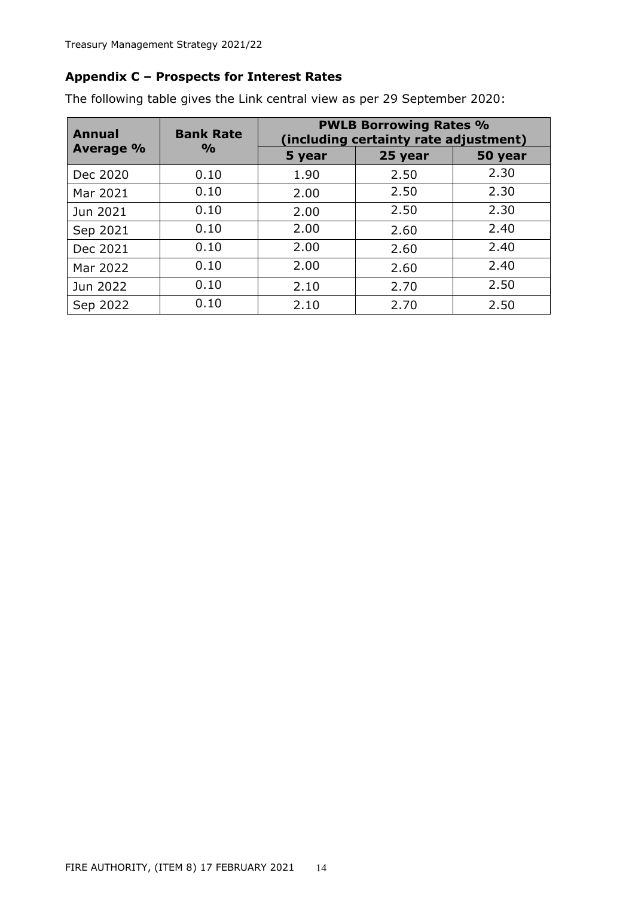## Appendix C – Prospects for Interest Rates

The following table gives the Link central view as per 29 September 2020:

| Annual Average % | Bank Rate % | PWLB Borrowing Rates % (including certainty rate adjustment) | | |
|---|---|---|---|---|
| | | 5 year | 25 year | 50 year |
| Dec 2020 | 0.10 | 1.90 | 2.50 | 2.30 |
| Mar 2021 | 0.10 | 2.00 | 2.50 | 2.30 |
| Jun 2021 | 0.10 | 2.00 | 2.50 | 2.30 |
| Sep 2021 | 0.10 | 2.00 | 2.60 | 2.40 |
| Dec 2021 | 0.10 | 2.00 | 2.60 | 2.40 |
| Mar 2022 | 0.10 | 2.00 | 2.60 | 2.40 |
| Jun 2022 | 0.10 | 2.10 | 2.70 | 2.50 |
| Sep 2022 | 0.10 | 2.10 | 2.70 | 2.50 |